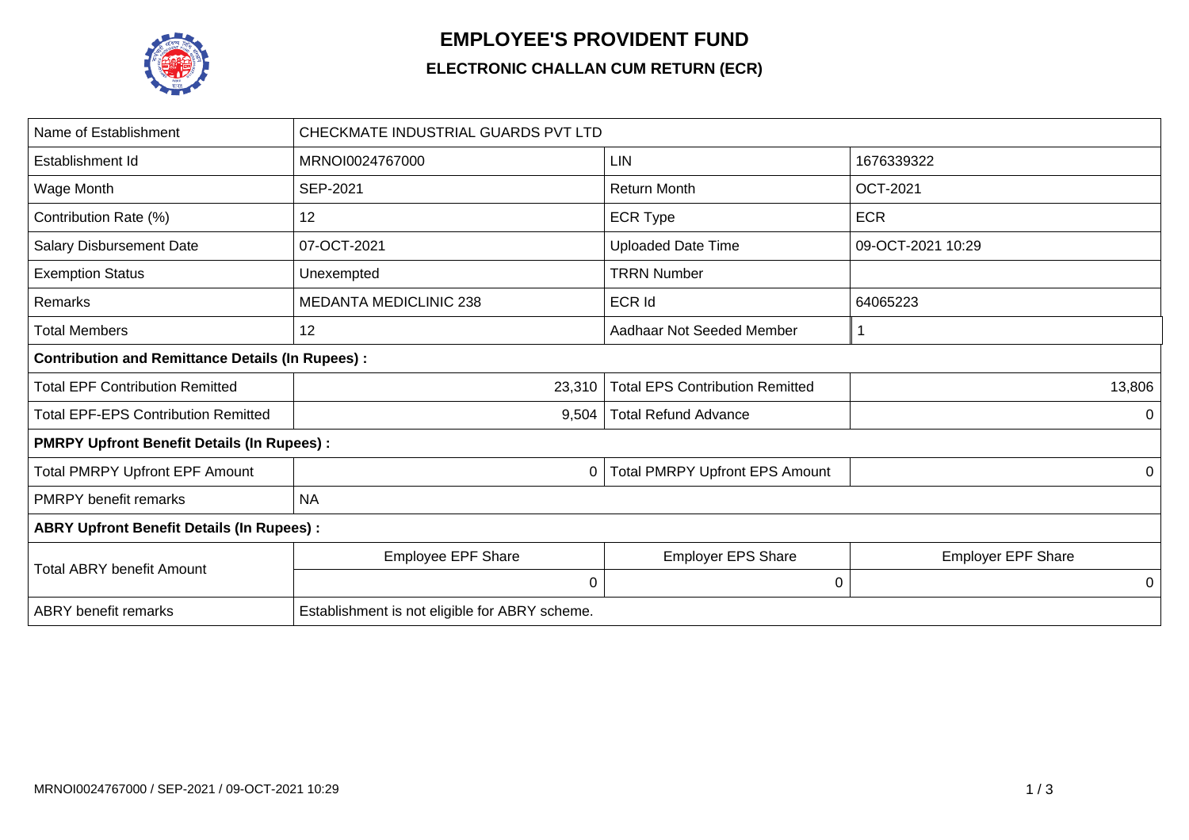# EMPLOYEE'S PROVIDENT FUND

## ELECTRONIC CHALLAN CUM RETURN (ECR)

| Name of Establishment | CHECKMATE INDUSTRIAL GUARDS PVT LTD | | |
|---|---|---|---|
| Establishment Id | MRNOI0024767000 | LIN | 1676339322 |
| Wage Month | SEP-2021 | Return Month | OCT-2021 |
| Contribution Rate (%) | 12 | ECR Type | ECR |
| Salary Disbursement Date | 07-OCT-2021 | Uploaded Date Time | 09-OCT-2021 10:29 |
| Exemption Status | Unexempted | TRRN Number | |
| Remarks | MEDANTA MEDICLINIC 238 | ECR Id | 64065223 |
| Total Members | 12 | Aadhaar Not Seeded Member | 1 |
| **Contribution and Remittance Details (In Rupees) :** | | | |
| Total EPF Contribution Remitted | 23,310 | Total EPS Contribution Remitted | 13,806 |
| Total EPF-EPS Contribution Remitted | 9,504 | Total Refund Advance | 0 |
| **PMRPY Upfront Benefit Details (In Rupees) :** | | | |
| Total PMRPY Upfront EPF Amount | 0 | Total PMRPY Upfront EPS Amount | 0 |
| PMRPY benefit remarks | NA | | |
| **ABRY Upfront Benefit Details (In Rupees) :** | | | |
| Total ABRY benefit Amount | Employee EPF Share | Employer EPS Share | Employer EPF Share |
| | 0 | 0 | 0 |
| ABRY benefit remarks | Establishment is not eligible for ABRY scheme. | | |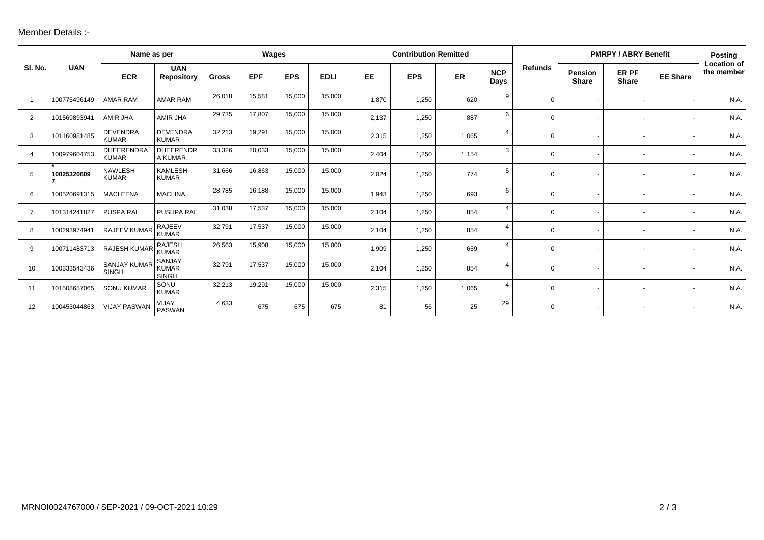Member Details :-

| Sl. No. | UAN | Name as per | | Wages | | | | Contribution Remitted | | | | Refunds | PMRPY / ABRY Benefit | | | Posting Location of the member |
|---|---|---|---|---|---|---|---|---|---|---|---|---|---|---|---|---|
| | | ECR | UAN Repository | Gross | EPF | EPS | EDLI | EE | EPS | ER | NCP Days | | Pension Share | ER PF Share | EE Share | |
| 1 | 100775496149 | AMAR RAM | AMAR RAM | 26,018 | 15,581 | 15,000 | 15,000 | 1,870 | 1,250 | 620 | 9 | 0 | - | - | - | N.A. |
| 2 | 101569893941 | AMIR JHA | AMIR JHA | 29,735 | 17,807 | 15,000 | 15,000 | 2,137 | 1,250 | 887 | 6 | 0 | - | - | - | N.A. |
| 3 | 101160981485 | DEVENDRA KUMAR | DEVENDRA KUMAR | 32,213 | 19,291 | 15,000 | 15,000 | 2,315 | 1,250 | 1,065 | 4 | 0 | - | - | - | N.A. |
| 4 | 100979604753 | DHEERENDRA KUMAR | DHEERENDRA KUMAR | 33,326 | 20,033 | 15,000 | 15,000 | 2,404 | 1,250 | 1,154 | 3 | 0 | - | - | - | N.A. |
| 5 | * 100253206097 | NAWLESH KUMAR | KAMLESH KUMAR | 31,666 | 16,863 | 15,000 | 15,000 | 2,024 | 1,250 | 774 | 5 | 0 | - | - | - | N.A. |
| 6 | 100520691315 | MACLEENA | MACLINA | 28,785 | 16,188 | 15,000 | 15,000 | 1,943 | 1,250 | 693 | 6 | 0 | - | - | - | N.A. |
| 7 | 101314241827 | PUSPA RAI | PUSHPA RAI | 31,038 | 17,537 | 15,000 | 15,000 | 2,104 | 1,250 | 854 | 4 | 0 | - | - | - | N.A. |
| 8 | 100293974941 | RAJEEV KUMAR | RAJEEV KUMAR | 32,791 | 17,537 | 15,000 | 15,000 | 2,104 | 1,250 | 854 | 4 | 0 | - | - | - | N.A. |
| 9 | 100711483713 | RAJESH KUMAR | RAJESH KUMAR | 26,563 | 15,908 | 15,000 | 15,000 | 1,909 | 1,250 | 659 | 4 | 0 | - | - | - | N.A. |
| 10 | 100333543436 | SANJAY KUMAR SINGH | SANJAY KUMAR SINGH | 32,791 | 17,537 | 15,000 | 15,000 | 2,104 | 1,250 | 854 | 4 | 0 | - | - | - | N.A. |
| 11 | 101508657065 | SONU KUMAR | SONU KUMAR | 32,213 | 19,291 | 15,000 | 15,000 | 2,315 | 1,250 | 1,065 | 4 | 0 | - | - | - | N.A. |
| 12 | 100453044863 | VIJAY PASWAN | VIJAY PASWAN | 4,633 | 675 | 675 | 675 | 81 | 56 | 25 | 29 | 0 | - | - | - | N.A. |

MRNOI0024767000 / SEP-2021 / 09-OCT-2021 10:29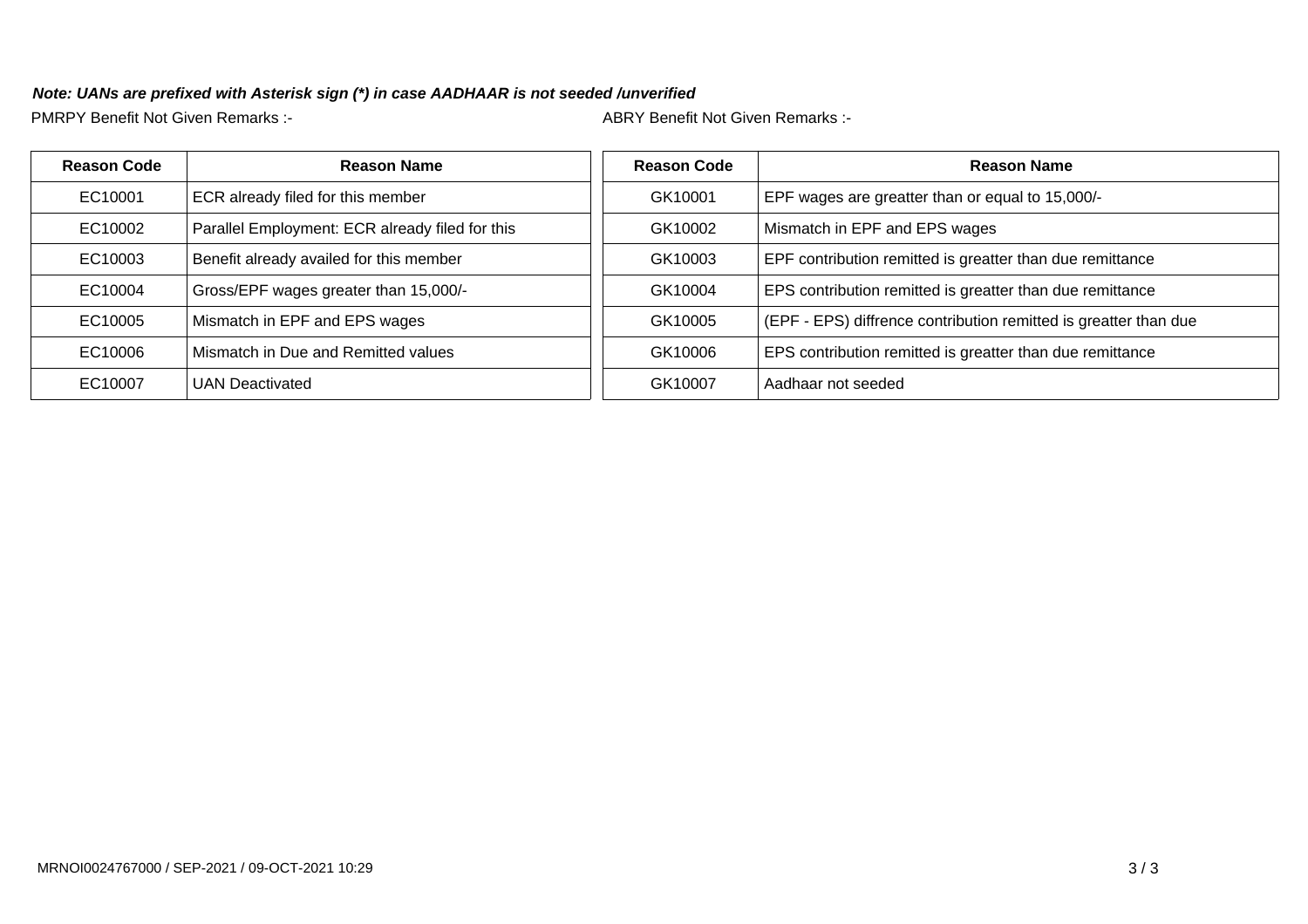***Note: UANs are prefixed with Asterisk sign (*) in case AADHAAR is not seeded /unverified***

PMRPY Benefit Not Given Remarks :-

| Reason Code | Reason Name |
| --- | --- |
| EC10001 | ECR already filed for this member |
| EC10002 | Parallel Employment: ECR already filed for this |
| EC10003 | Benefit already availed for this member |
| EC10004 | Gross/EPF wages greater than 15,000/- |
| EC10005 | Mismatch in EPF and EPS wages |
| EC10006 | Mismatch in Due and Remitted values |
| EC10007 | UAN Deactivated |

ABRY Benefit Not Given Remarks :-

| Reason Code | Reason Name |
| --- | --- |
| GK10001 | EPF wages are greatter than or equal to 15,000/- |
| GK10002 | Mismatch in EPF and EPS wages |
| GK10003 | EPF contribution remitted is greatter than due remittance |
| GK10004 | EPS contribution remitted is greatter than due remittance |
| GK10005 | (EPF - EPS) diffrence contribution remitted is greatter than due |
| GK10006 | EPS contribution remitted is greatter than due remittance |
| GK10007 | Aadhaar not seeded |